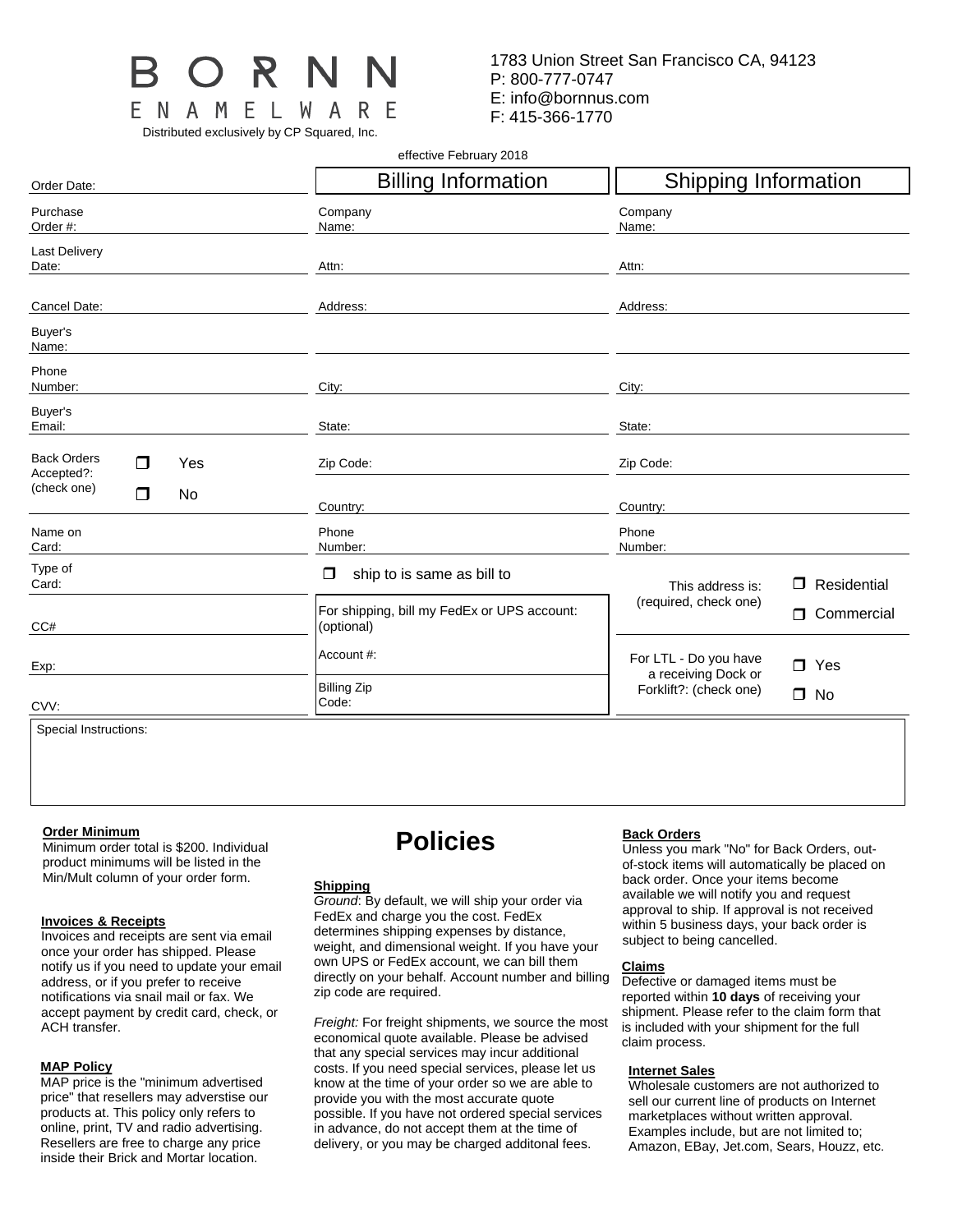# BORNN ENAMELWARE

Distributed exclusively by CP Squared, Inc.

1783 Union Street San Francisco CA, 94123
P: 800-777-0747
E: info@bornnus.com
F: 415-366-1770

effective February 2018

| | | |
|---|---|---|
| Order Date: | **Billing Information** | **Shipping Information** |
| Purchase Order #: | Company Name: | Company Name: |
| Last Delivery Date: | Attn: | Attn: |
| Cancel Date: | Address: | Address: |
| Buyer's Name: | | |
| Phone Number: | City: | City: |
| Buyer's Email: | State: | State: |
| Back Orders Accepted?: (check one) ❒ Yes ❒ No | Zip Code: | Zip Code: |
| | Country: | Country: |
| Name on Card: | Phone Number: | Phone Number: |
| Type of Card: | ❒ ship to is same as bill to | This address is: (required, check one) ❒ Residential ❒ Commercial |
| CC# | For shipping, bill my FedEx or UPS account: (optional) | |
| Exp: | Account #: | For LTL - Do you have a receiving Dock or Forklift?: (check one) ❒ Yes ❒ No |
| CVV: | Billing Zip Code: | |

Special Instructions:

# Policies

**Order Minimum**
Minimum order total is $200. Individual product minimums will be listed in the Min/Mult column of your order form.

**Invoices & Receipts**
Invoices and receipts are sent via email once your order has shipped. Please notify us if you need to update your email address, or if you prefer to receive notifications via snail mail or fax. We accept payment by credit card, check, or ACH transfer.

**MAP Policy**
MAP price is the "minimum advertised price" that resellers may adverstise our products at. This policy only refers to online, print, TV and radio advertising. Resellers are free to charge any price inside their Brick and Mortar location.

**Shipping**
*Ground*: By default, we will ship your order via FedEx and charge you the cost. FedEx determines shipping expenses by distance, weight, and dimensional weight. If you have your own UPS or FedEx account, we can bill them directly on your behalf. Account number and billing zip code are required.

*Freight:* For freight shipments, we source the most economical quote available. Please be advised that any special services may incur additional costs. If you need special services, please let us know at the time of your order so we are able to provide you with the most accurate quote possible. If you have not ordered special services in advance, do not accept them at the time of delivery, or you may be charged additonal fees.

**Back Orders**
Unless you mark "No" for Back Orders, out-of-stock items will automatically be placed on back order. Once your items become available we will notify you and request approval to ship. If approval is not received within 5 business days, your back order is subject to being cancelled.

**Claims**
Defective or damaged items must be reported within **10 days** of receiving your shipment. Please refer to the claim form that is included with your shipment for the full claim process.

**Internet Sales**
Wholesale customers are not authorized to sell our current line of products on Internet marketplaces without written approval. Examples include, but are not limited to; Amazon, EBay, Jet.com, Sears, Houzz, etc.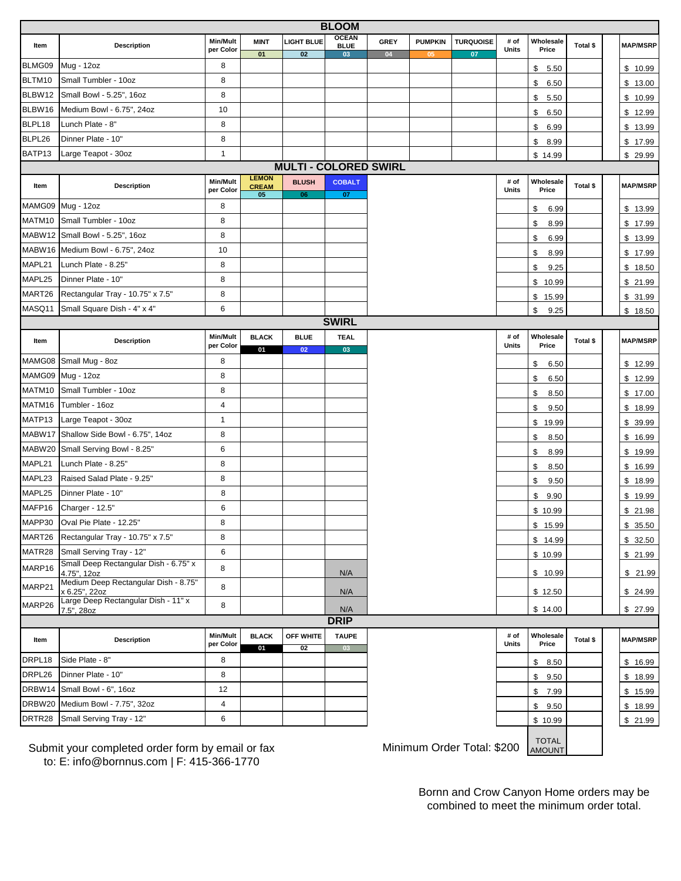## BLOOM

| Item | Description | Min/Mult per Color | MINT 01 | LIGHT BLUE 02 | OCEAN BLUE 03 | GREY 04 | PUMPKIN 05 | TURQUOISE 07 | # of Units | Wholesale Price | Total $ | MAP/MSRP |
|---|---|---|---|---|---|---|---|---|---|---|---|---|
| BLMG09 | Mug - 12oz | 8 | | | | | | | | $ 5.50 | | $ 10.99 |
| BLTM10 | Small Tumbler - 10oz | 8 | | | | | | | | $ 6.50 | | $ 13.00 |
| BLBW12 | Small Bowl - 5.25", 16oz | 8 | | | | | | | | $ 5.50 | | $ 10.99 |
| BLBW16 | Medium Bowl - 6.75", 24oz | 10 | | | | | | | | $ 6.50 | | $ 12.99 |
| BLPL18 | Lunch Plate - 8" | 8 | | | | | | | | $ 6.99 | | $ 13.99 |
| BLPL26 | Dinner Plate - 10" | 8 | | | | | | | | $ 8.99 | | $ 17.99 |
| BATP13 | Large Teapot - 30oz | 1 | | | | | | | | $ 14.99 | | $ 29.99 |

## MULTI - COLORED SWIRL

| Item | Description | Min/Mult per Color | LEMON CREAM 05 | BLUSH 06 | COBALT 07 | # of Units | Wholesale Price | Total $ | MAP/MSRP |
|---|---|---|---|---|---|---|---|---|---|
| MAMG09 | Mug - 12oz | 8 | | | | | $ 6.99 | | $ 13.99 |
| MATM10 | Small Tumbler - 10oz | 8 | | | | | $ 8.99 | | $ 17.99 |
| MABW12 | Small Bowl - 5.25", 16oz | 8 | | | | | $ 6.99 | | $ 13.99 |
| MABW16 | Medium Bowl - 6.75", 24oz | 10 | | | | | $ 8.99 | | $ 17.99 |
| MAPL21 | Lunch Plate - 8.25" | 8 | | | | | $ 9.25 | | $ 18.50 |
| MAPL25 | Dinner Plate - 10" | 8 | | | | | $ 10.99 | | $ 21.99 |
| MART26 | Rectangular Tray - 10.75" x 7.5" | 8 | | | | | $ 15.99 | | $ 31.99 |
| MASQ11 | Small Square Dish - 4" x 4" | 6 | | | | | $ 9.25 | | $ 18.50 |

## SWIRL

| Item | Description | Min/Mult per Color | BLACK 01 | BLUE 02 | TEAL 03 | # of Units | Wholesale Price | Total $ | MAP/MSRP |
|---|---|---|---|---|---|---|---|---|---|
| MAMG08 | Small Mug - 8oz | 8 | | | | | $ 6.50 | | $ 12.99 |
| MAMG09 | Mug - 12oz | 8 | | | | | $ 6.50 | | $ 12.99 |
| MATM10 | Small Tumbler - 10oz | 8 | | | | | $ 8.50 | | $ 17.00 |
| MATM16 | Tumbler - 16oz | 4 | | | | | $ 9.50 | | $ 18.99 |
| MATP13 | Large Teapot - 30oz | 1 | | | | | $ 19.99 | | $ 39.99 |
| MABW17 | Shallow Side Bowl - 6.75", 14oz | 8 | | | | | $ 8.50 | | $ 16.99 |
| MABW20 | Small Serving Bowl - 8.25" | 6 | | | | | $ 8.99 | | $ 19.99 |
| MAPL21 | Lunch Plate - 8.25" | 8 | | | | | $ 8.50 | | $ 16.99 |
| MAPL23 | Raised Salad Plate - 9.25" | 8 | | | | | $ 9.50 | | $ 18.99 |
| MAPL25 | Dinner Plate - 10" | 8 | | | | | $ 9.90 | | $ 19.99 |
| MAFP16 | Charger - 12.5" | 6 | | | | | $ 10.99 | | $ 21.98 |
| MAPP30 | Oval Pie Plate - 12.25" | 8 | | | | | $ 15.99 | | $ 35.50 |
| MART26 | Rectangular Tray - 10.75" x 7.5" | 8 | | | | | $ 14.99 | | $ 32.50 |
| MATR28 | Small Serving Tray - 12" | 6 | | | | | $ 10.99 | | $ 21.99 |
| MARP16 | Small Deep Rectangular Dish - 6.75" x 4.75", 12oz | 8 | | | N/A | | $ 10.99 | | $ 21.99 |
| MARP21 | Medium Deep Rectangular Dish - 8.75" x 6.25", 22oz | 8 | | | N/A | | $ 12.50 | | $ 24.99 |
| MARP26 | Large Deep Rectangular Dish - 11" x 7.5", 28oz | 8 | | | N/A | | $ 14.00 | | $ 27.99 |

## DRIP

| Item | Description | Min/Mult per Color | BLACK 01 | OFF WHITE 02 | TAUPE 03 | # of Units | Wholesale Price | Total $ | MAP/MSRP |
|---|---|---|---|---|---|---|---|---|---|
| DRPL18 | Side Plate - 8" | 8 | | | | | $ 8.50 | | $ 16.99 |
| DRPL26 | Dinner Plate - 10" | 8 | | | | | $ 9.50 | | $ 18.99 |
| DRBW14 | Small Bowl - 6", 16oz | 12 | | | | | $ 7.99 | | $ 15.99 |
| DRBW20 | Medium Bowl - 7.75", 32oz | 4 | | | | | $ 9.50 | | $ 18.99 |
| DRTR28 | Small Serving Tray - 12" | 6 | | | | | $ 10.99 | | $ 21.99 |

Minimum Order Total: $200 — TOTAL AMOUNT

Submit your completed order form by email or fax to: E: info@bornnus.com | F: 415-366-1770

Bornn and Crow Canyon Home orders may be combined to meet the minimum order total.